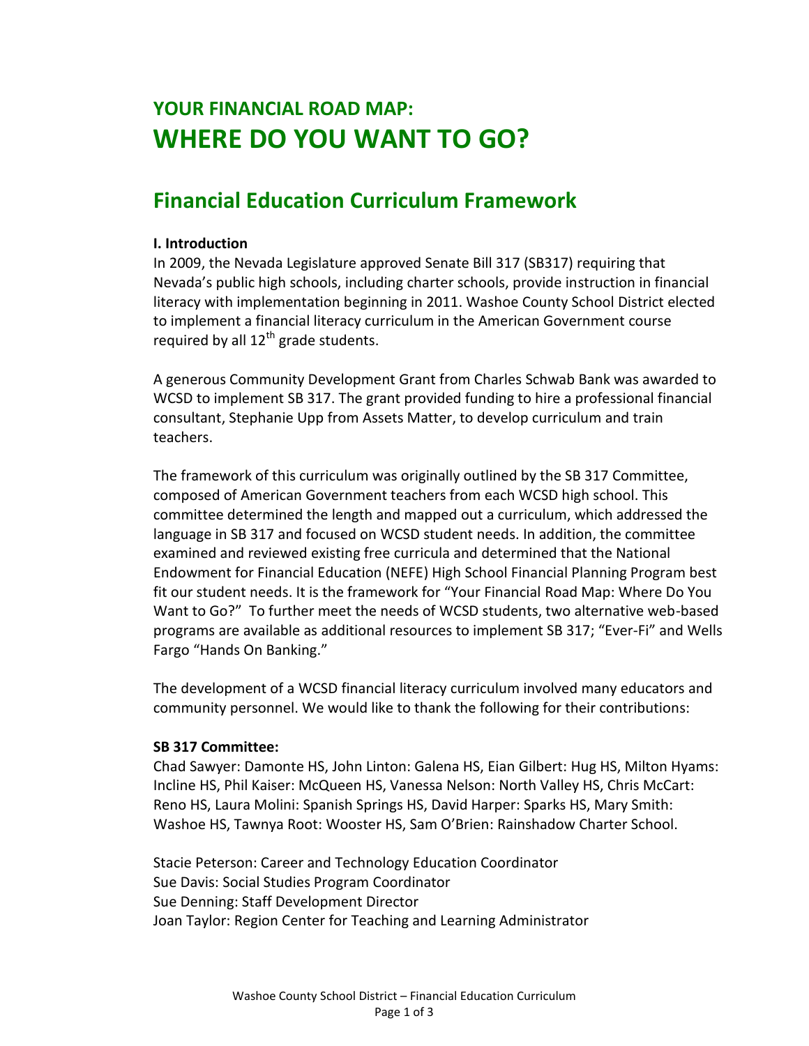# YOUR FINANCIAL ROAD MAP:
# WHERE DO YOU WANT TO GO?

## Financial Education Curriculum Framework

**I. Introduction**

In 2009, the Nevada Legislature approved Senate Bill 317 (SB317) requiring that Nevada's public high schools, including charter schools, provide instruction in financial literacy with implementation beginning in 2011. Washoe County School District elected to implement a financial literacy curriculum in the American Government course required by all 12th grade students.

A generous Community Development Grant from Charles Schwab Bank was awarded to WCSD to implement SB 317. The grant provided funding to hire a professional financial consultant, Stephanie Upp from Assets Matter, to develop curriculum and train teachers.

The framework of this curriculum was originally outlined by the SB 317 Committee, composed of American Government teachers from each WCSD high school. This committee determined the length and mapped out a curriculum, which addressed the language in SB 317 and focused on WCSD student needs. In addition, the committee examined and reviewed existing free curricula and determined that the National Endowment for Financial Education (NEFE) High School Financial Planning Program best fit our student needs. It is the framework for "Your Financial Road Map: Where Do You Want to Go?" To further meet the needs of WCSD students, two alternative web-based programs are available as additional resources to implement SB 317; "Ever-Fi" and Wells Fargo "Hands On Banking."

The development of a WCSD financial literacy curriculum involved many educators and community personnel. We would like to thank the following for their contributions:

**SB 317 Committee:**

Chad Sawyer: Damonte HS, John Linton: Galena HS, Eian Gilbert: Hug HS, Milton Hyams: Incline HS, Phil Kaiser: McQueen HS, Vanessa Nelson: North Valley HS, Chris McCart: Reno HS, Laura Molini: Spanish Springs HS, David Harper: Sparks HS, Mary Smith: Washoe HS, Tawnya Root: Wooster HS, Sam O'Brien: Rainshadow Charter School.

Stacie Peterson: Career and Technology Education Coordinator
Sue Davis: Social Studies Program Coordinator
Sue Denning: Staff Development Director
Joan Taylor: Region Center for Teaching and Learning Administrator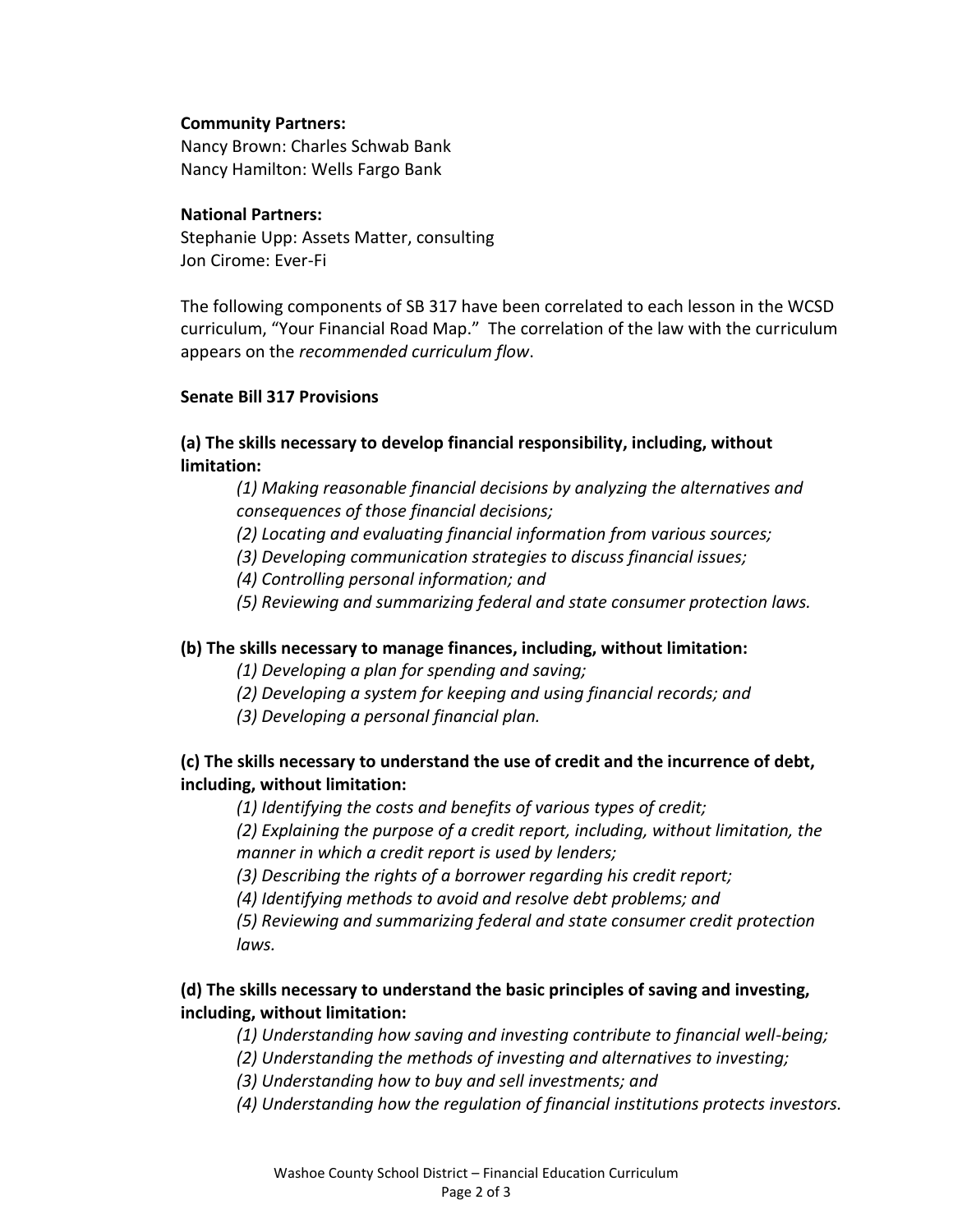**Community Partners:**
Nancy Brown: Charles Schwab Bank
Nancy Hamilton: Wells Fargo Bank

**National Partners:**
Stephanie Upp: Assets Matter, consulting
Jon Cirome: Ever-Fi

The following components of SB 317 have been correlated to each lesson in the WCSD curriculum, "Your Financial Road Map." The correlation of the law with the curriculum appears on the *recommended curriculum flow*.

**Senate Bill 317 Provisions**

**(a) The skills necessary to develop financial responsibility, including, without limitation:**

*(1) Making reasonable financial decisions by analyzing the alternatives and consequences of those financial decisions;*
*(2) Locating and evaluating financial information from various sources;*
*(3) Developing communication strategies to discuss financial issues;*
*(4) Controlling personal information; and*
*(5) Reviewing and summarizing federal and state consumer protection laws.*

**(b) The skills necessary to manage finances, including, without limitation:**

*(1) Developing a plan for spending and saving;*
*(2) Developing a system for keeping and using financial records; and*
*(3) Developing a personal financial plan.*

**(c) The skills necessary to understand the use of credit and the incurrence of debt, including, without limitation:**

*(1) Identifying the costs and benefits of various types of credit;*
*(2) Explaining the purpose of a credit report, including, without limitation, the manner in which a credit report is used by lenders;*
*(3) Describing the rights of a borrower regarding his credit report;*
*(4) Identifying methods to avoid and resolve debt problems; and*
*(5) Reviewing and summarizing federal and state consumer credit protection laws.*

**(d) The skills necessary to understand the basic principles of saving and investing, including, without limitation:**

*(1) Understanding how saving and investing contribute to financial well-being;*
*(2) Understanding the methods of investing and alternatives to investing;*
*(3) Understanding how to buy and sell investments; and*
*(4) Understanding how the regulation of financial institutions protects investors.*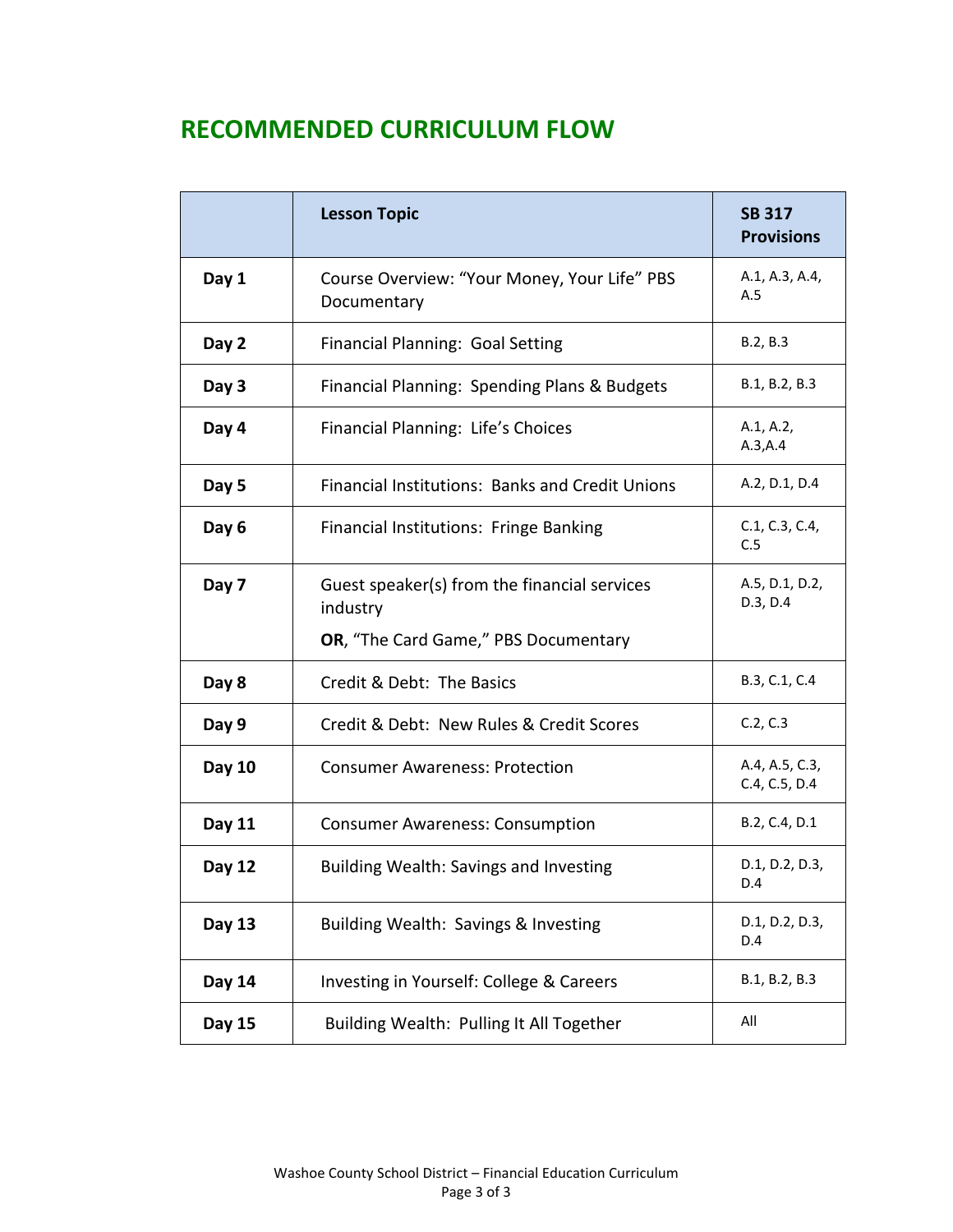## RECOMMENDED CURRICULUM FLOW

| | Lesson Topic | SB 317 Provisions |
|---|---|---|
| **Day 1** | Course Overview: "Your Money, Your Life" PBS Documentary | A.1, A.3, A.4, A.5 |
| **Day 2** | Financial Planning: Goal Setting | B.2, B.3 |
| **Day 3** | Financial Planning: Spending Plans & Budgets | B.1, B.2, B.3 |
| **Day 4** | Financial Planning: Life's Choices | A.1, A.2, A.3,A.4 |
| **Day 5** | Financial Institutions: Banks and Credit Unions | A.2, D.1, D.4 |
| **Day 6** | Financial Institutions: Fringe Banking | C.1, C.3, C.4, C.5 |
| **Day 7** | Guest speaker(s) from the financial services industry<br>**OR**, "The Card Game," PBS Documentary | A.5, D.1, D.2, D.3, D.4 |
| **Day 8** | Credit & Debt: The Basics | B.3, C.1, C.4 |
| **Day 9** | Credit & Debt: New Rules & Credit Scores | C.2, C.3 |
| **Day 10** | Consumer Awareness: Protection | A.4, A.5, C.3, C.4, C.5, D.4 |
| **Day 11** | Consumer Awareness: Consumption | B.2, C.4, D.1 |
| **Day 12** | Building Wealth: Savings and Investing | D.1, D.2, D.3, D.4 |
| **Day 13** | Building Wealth: Savings & Investing | D.1, D.2, D.3, D.4 |
| **Day 14** | Investing in Yourself: College & Careers | B.1, B.2, B.3 |
| **Day 15** | Building Wealth: Pulling It All Together | All |

Washoe County School District – Financial Education Curriculum